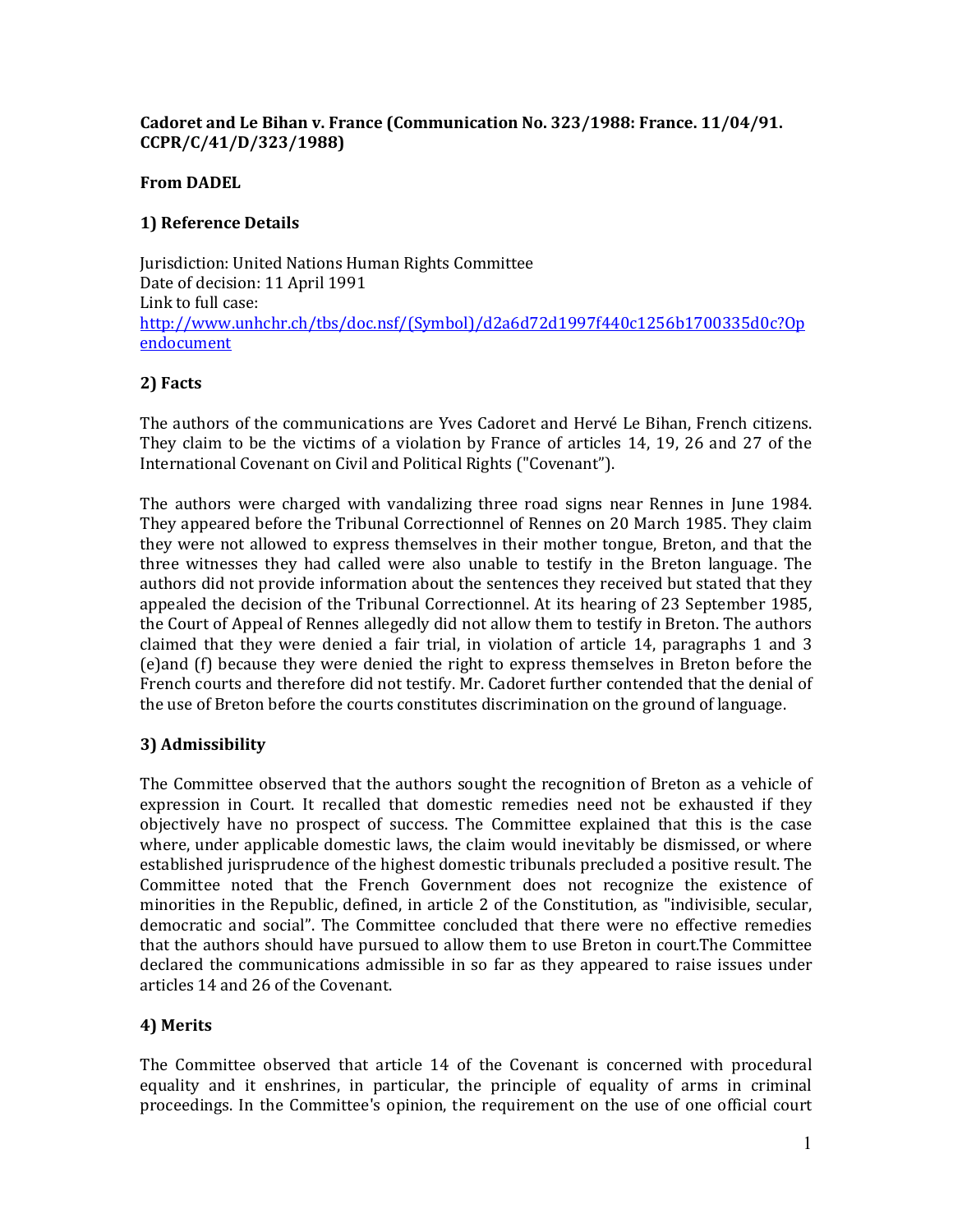**Cadoret and Le Bihan v. France (Communication No. 323/1988: France. 11/04/91. CCPR/C/41/D/323/1988)**

**From DADEL**

## 1) Reference Details

Jurisdiction: United Nations Human Rights Committee
Date of decision: 11 April 1991
Link to full case:
[http://www.unhchr.ch/tbs/doc.nsf/(Symbol)/d2a6d72d1997f440c1256b1700335d0c?Opendocument](http://www.unhchr.ch/tbs/doc.nsf/(Symbol)/d2a6d72d1997f440c1256b1700335d0c?Opendocument)

## 2) Facts

The authors of the communications are Yves Cadoret and Hervé Le Bihan, French citizens. They claim to be the victims of a violation by France of articles 14, 19, 26 and 27 of the International Covenant on Civil and Political Rights ("Covenant").

The authors were charged with vandalizing three road signs near Rennes in June 1984. They appeared before the Tribunal Correctionnel of Rennes on 20 March 1985. They claim they were not allowed to express themselves in their mother tongue, Breton, and that the three witnesses they had called were also unable to testify in the Breton language. The authors did not provide information about the sentences they received but stated that they appealed the decision of the Tribunal Correctionnel. At its hearing of 23 September 1985, the Court of Appeal of Rennes allegedly did not allow them to testify in Breton. The authors claimed that they were denied a fair trial, in violation of article 14, paragraphs 1 and 3 (e)and (f) because they were denied the right to express themselves in Breton before the French courts and therefore did not testify. Mr. Cadoret further contended that the denial of the use of Breton before the courts constitutes discrimination on the ground of language.

## 3) Admissibility

The Committee observed that the authors sought the recognition of Breton as a vehicle of expression in Court. It recalled that domestic remedies need not be exhausted if they objectively have no prospect of success. The Committee explained that this is the case where, under applicable domestic laws, the claim would inevitably be dismissed, or where established jurisprudence of the highest domestic tribunals precluded a positive result. The Committee noted that the French Government does not recognize the existence of minorities in the Republic, defined, in article 2 of the Constitution, as "indivisible, secular, democratic and social". The Committee concluded that there were no effective remedies that the authors should have pursued to allow them to use Breton in court.The Committee declared the communications admissible in so far as they appeared to raise issues under articles 14 and 26 of the Covenant.

## 4) Merits

The Committee observed that article 14 of the Covenant is concerned with procedural equality and it enshrines, in particular, the principle of equality of arms in criminal proceedings. In the Committee's opinion, the requirement on the use of one official court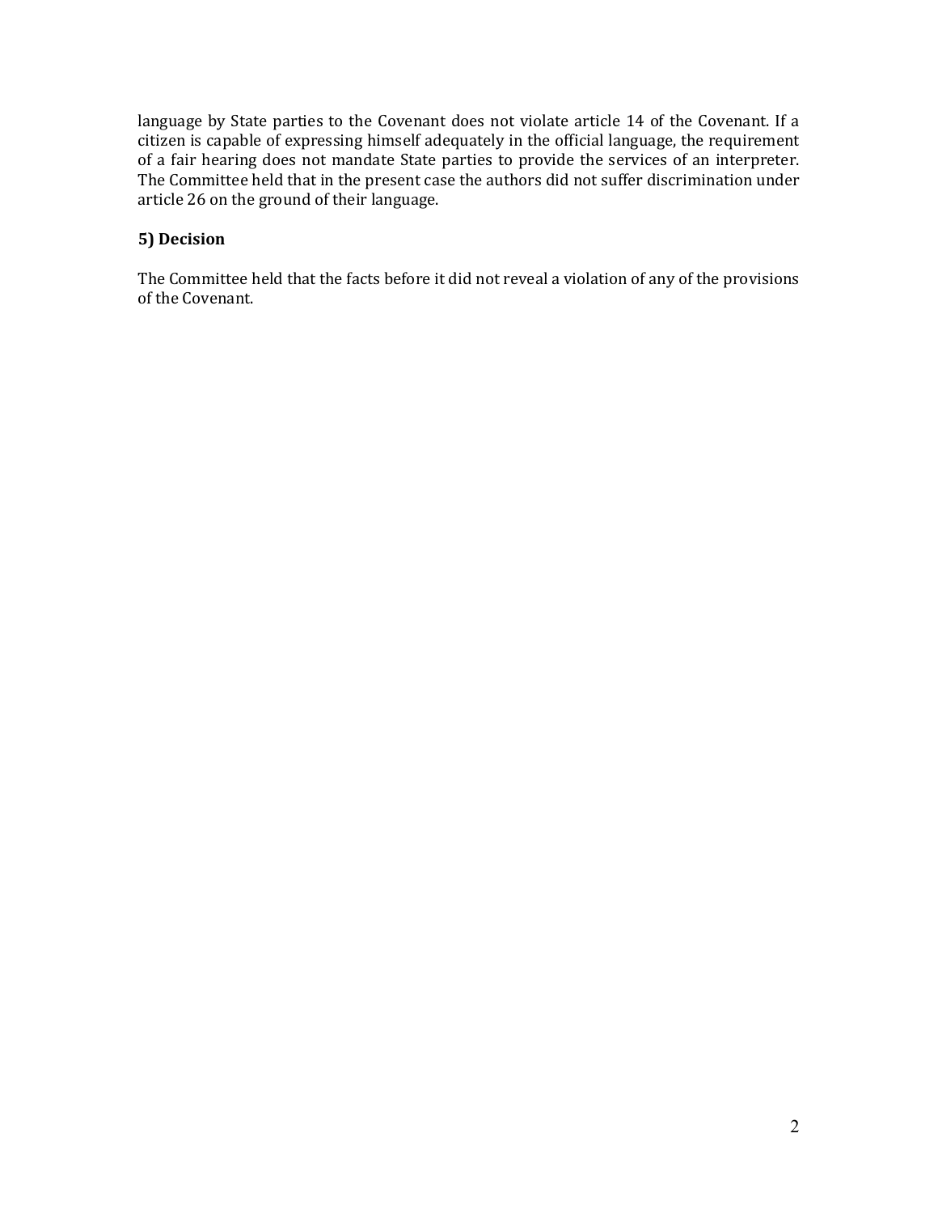language by State parties to the Covenant does not violate article 14 of the Covenant. If a citizen is capable of expressing himself adequately in the official language, the requirement of a fair hearing does not mandate State parties to provide the services of an interpreter. The Committee held that in the present case the authors did not suffer discrimination under article 26 on the ground of their language.

### 5) Decision

The Committee held that the facts before it did not reveal a violation of any of the provisions of the Covenant.